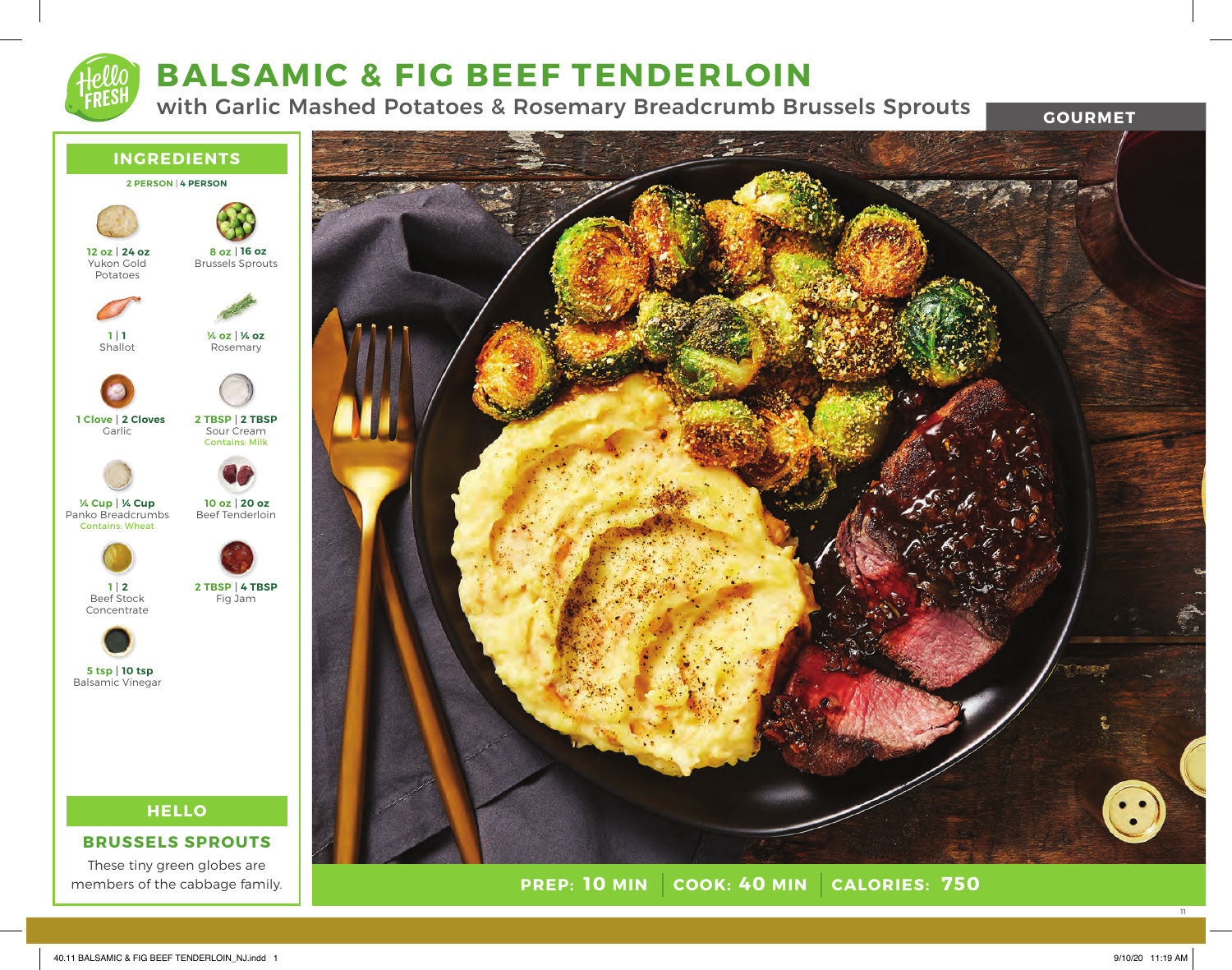# BALSAMIC & FIG BEEF TENDERLOIN

## with Garlic Mashed Potatoes & Rosemary Breadcrumb Brussels Sprouts

GOURMET

## INGREDIENTS

**2 PERSON | 4 PERSON**

| Ingredient | 2 Person | 4 Person |
| --- | --- | --- |
| Yukon Gold Potatoes | 12 oz | 24 oz |
| Brussels Sprouts | 8 oz | 16 oz |
| Shallot | 1 | 1 |
| Rosemary | ¼ oz | ¼ oz |
| Garlic | 1 Clove | 2 Cloves |
| Sour Cream (Contains: Milk) | 2 TBSP | 2 TBSP |
| Panko Breadcrumbs (Contains: Wheat) | ¼ Cup | ¼ Cup |
| Beef Tenderloin | 10 oz | 20 oz |
| Beef Stock Concentrate | 1 | 2 |
| Fig Jam | 2 TBSP | 4 TBSP |
| Balsamic Vinegar | 5 tsp | 10 tsp |

## HELLO

### BRUSSELS SPROUTS

These tiny green globes are members of the cabbage family.

**PREP: 10 MIN | COOK: 40 MIN | CALORIES: 750**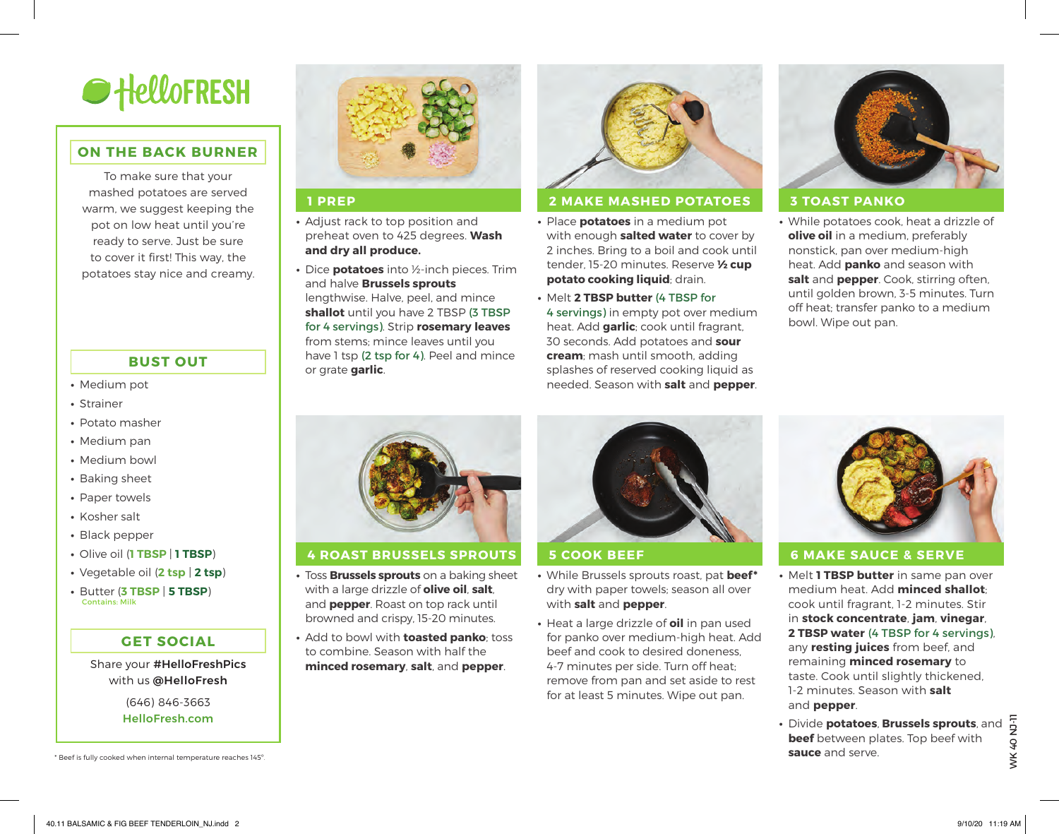# HelloFRESH

## ON THE BACK BURNER

To make sure that your mashed potatoes are served warm, we suggest keeping the pot on low heat until you're ready to serve. Just be sure to cover it first! This way, the potatoes stay nice and creamy.

## BUST OUT

- Medium pot
- Strainer
- Potato masher
- Medium pan
- Medium bowl
- Baking sheet
- Paper towels
- Kosher salt
- Black pepper
- Olive oil (1 TBSP | 1 TBSP)
- Vegetable oil (2 tsp | 2 tsp)
- Butter (3 TBSP | 5 TBSP)
  Contains: Milk

## GET SOCIAL

Share your **#HelloFreshPics** with us **@HelloFresh**

(646) 846-3663

**HelloFresh.com**

## 1 PREP

- Adjust rack to top position and preheat oven to 425 degrees. **Wash and dry all produce.**
- Dice **potatoes** into ½-inch pieces. Trim and halve **Brussels sprouts** lengthwise. Halve, peel, and mince **shallot** until you have 2 TBSP (3 TBSP for 4 servings). Strip **rosemary leaves** from stems; mince leaves until you have 1 tsp (2 tsp for 4). Peel and mince or grate **garlic**.

## 2 MAKE MASHED POTATOES

- Place **potatoes** in a medium pot with enough **salted water** to cover by 2 inches. Bring to a boil and cook until tender, 15-20 minutes. Reserve **½ cup potato cooking liquid**; drain.
- Melt **2 TBSP butter** (4 TBSP for 4 servings) in empty pot over medium heat. Add **garlic**; cook until fragrant, 30 seconds. Add potatoes and **sour cream**; mash until smooth, adding splashes of reserved cooking liquid as needed. Season with **salt** and **pepper**.

## 3 TOAST PANKO

- While potatoes cook, heat a drizzle of **olive oil** in a medium, preferably nonstick, pan over medium-high heat. Add **panko** and season with **salt** and **pepper**. Cook, stirring often, until golden brown, 3-5 minutes. Turn off heat; transfer panko to a medium bowl. Wipe out pan.

## 4 ROAST BRUSSELS SPROUTS

- Toss **Brussels sprouts** on a baking sheet with a large drizzle of **olive oil**, **salt**, and **pepper**. Roast on top rack until browned and crispy, 15-20 minutes.
- Add to bowl with **toasted panko**; toss to combine. Season with half the **minced rosemary**, **salt**, and **pepper**.

## 5 COOK BEEF

- While Brussels sprouts roast, pat **beef*** dry with paper towels; season all over with **salt** and **pepper**.
- Heat a large drizzle of **oil** in pan used for panko over medium-high heat. Add beef and cook to desired doneness, 4-7 minutes per side. Turn off heat; remove from pan and set aside to rest for at least 5 minutes. Wipe out pan.

## 6 MAKE SAUCE & SERVE

- Melt **1 TBSP butter** in same pan over medium heat. Add **minced shallot**; cook until fragrant, 1-2 minutes. Stir in **stock concentrate**, **jam**, **vinegar**, **2 TBSP water** (4 TBSP for 4 servings), any **resting juices** from beef, and remaining **minced rosemary** to taste. Cook until slightly thickened, 1-2 minutes. Season with **salt** and **pepper**.
- Divide **potatoes**, **Brussels sprouts**, and **beef** between plates. Top beef with **sauce** and serve.

\* Beef is fully cooked when internal temperature reaches 145°.

WK 40 NJ-11